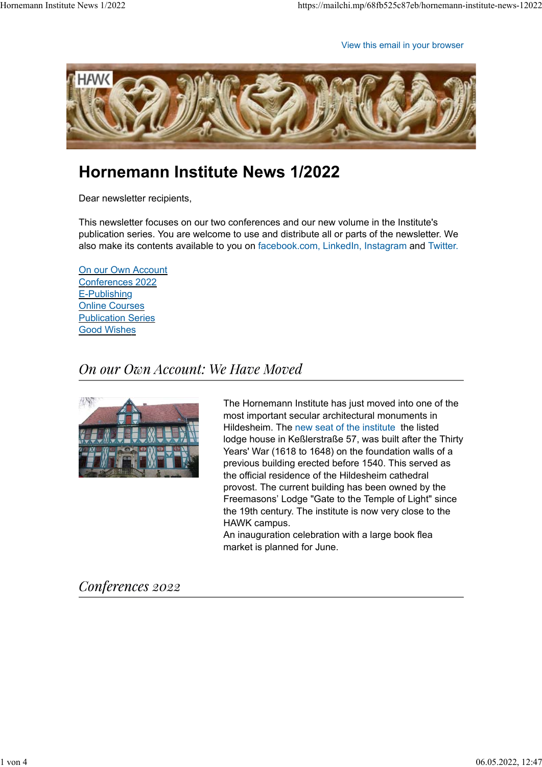View this email in your browser

# Hornemann Institute News 1/2022

Dear newsletter recipients,

This newsletter focuses on our two conferences and our new volume in the Institute's publication series. You are welcome to use and distribute all or parts of the newsletter. We also make its contents available to you on facebook.com, LinkedIn, Instagram and Twitter.

- On our Own Account
- Conferences 2022
- E-Publishing
- Online Courses
- Publication Series
- Good Wishes

## *On our Own Account: We Have Moved*

The Hornemann Institute has just moved into one of the most important secular architectural monuments in Hildesheim. The new seat of the institute the listed lodge house in Keßlerstraße 57, was built after the Thirty Years' War (1618 to 1648) on the foundation walls of a previous building erected before 1540. This served as the official residence of the Hildesheim cathedral provost. The current building has been owned by the Freemasons' Lodge "Gate to the Temple of Light" since the 19th century. The institute is now very close to the HAWK campus.
An inauguration celebration with a large book flea market is planned for June.

## *Conferences 2022*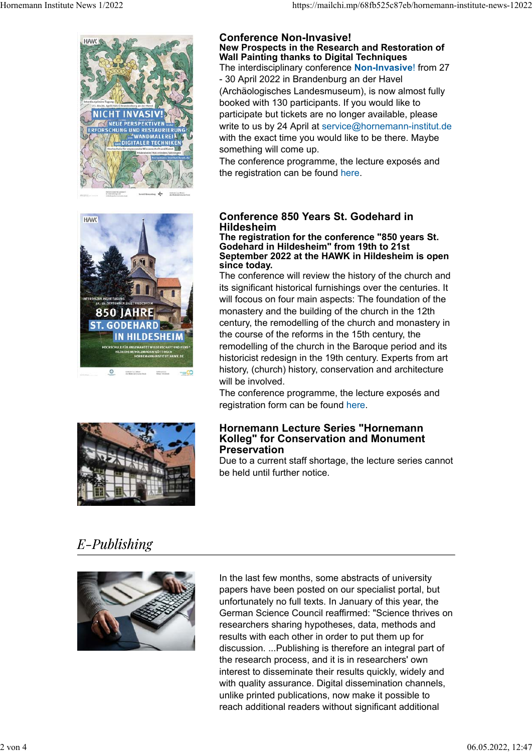### Conference Non-Invasive!

**New Prospects in the Research and Restoration of Wall Painting thanks to Digital Techniques**

The interdisciplinary conference **Non-Invasive!** from 27 - 30 April 2022 in Brandenburg an der Havel (Archäologisches Landesmuseum), is now almost fully booked with 130 participants. If you would like to participate but tickets are no longer available, please write to us by 24 April at service@hornemann-institut.de with the exact time you would like to be there. Maybe something will come up.

The conference programme, the lecture exposés and the registration can be found here.

### Conference 850 Years St. Godehard in Hildesheim

**The registration for the conference "850 years St. Godehard in Hildesheim" from 19th to 21st September 2022 at the HAWK in Hildesheim is open since today.**

The conference will review the history of the church and its significant historical furnishings over the centuries. It will focus on four main aspects: The foundation of the monastery and the building of the church in the 12th century, the remodelling of the church and monastery in the course of the reforms in the 15th century, the remodelling of the church in the Baroque period and its historicist redesign in the 19th century. Experts from art history, (church) history, conservation and architecture will be involved.

The conference programme, the lecture exposés and registration form can be found here.

### Hornemann Lecture Series "Hornemann Kolleg" for Conservation and Monument Preservation

Due to a current staff shortage, the lecture series cannot be held until further notice.

## *E-Publishing*

In the last few months, some abstracts of university papers have been posted on our specialist portal, but unfortunately no full texts. In January of this year, the German Science Council reaffirmed: "Science thrives on researchers sharing hypotheses, data, methods and results with each other in order to put them up for discussion. ...Publishing is therefore an integral part of the research process, and it is in researchers' own interest to disseminate their results quickly, widely and with quality assurance. Digital dissemination channels, unlike printed publications, now make it possible to reach additional readers without significant additional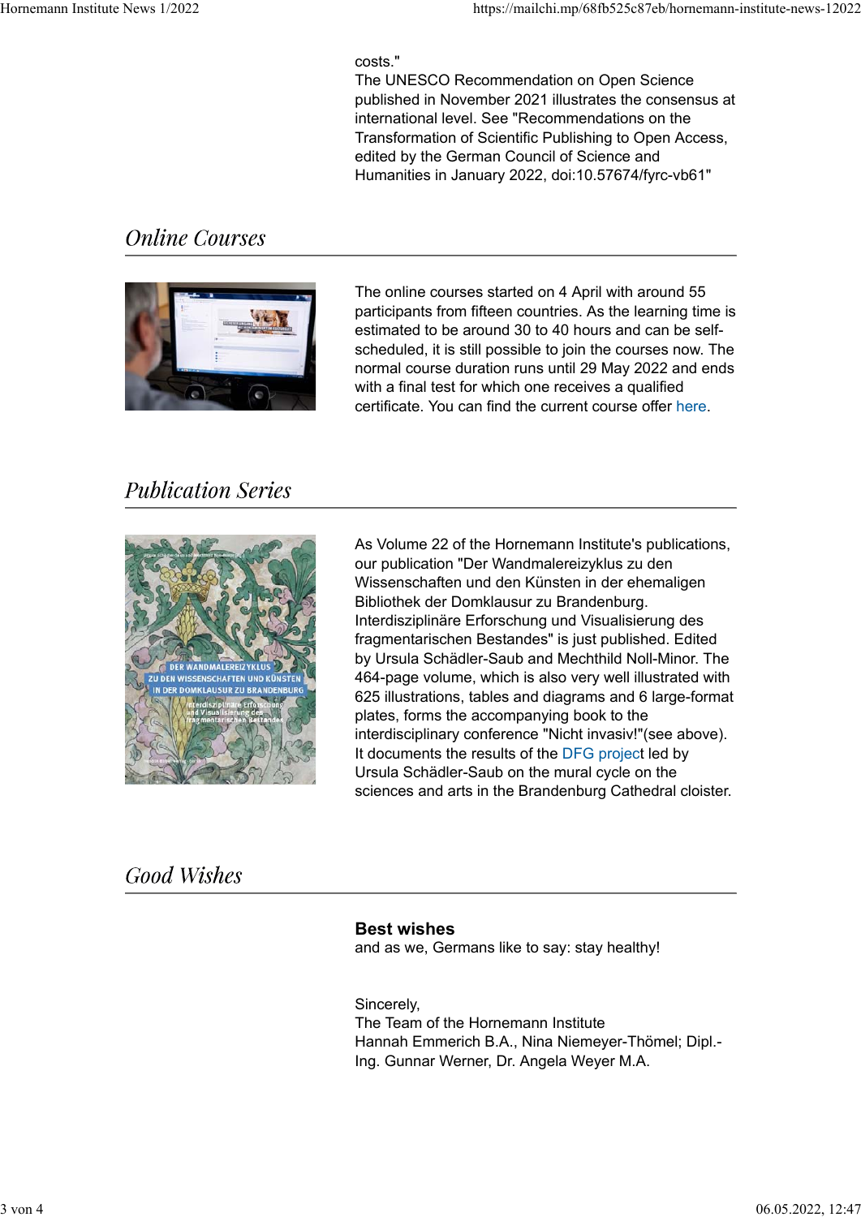costs."
The UNESCO Recommendation on Open Science published in November 2021 illustrates the consensus at international level. See "Recommendations on the Transformation of Scientific Publishing to Open Access, edited by the German Council of Science and Humanities in January 2022, doi:10.57674/fyrc-vb61"

## *Online Courses*

The online courses started on 4 April with around 55 participants from fifteen countries. As the learning time is estimated to be around 30 to 40 hours and can be self-scheduled, it is still possible to join the courses now. The normal course duration runs until 29 May 2022 and ends with a final test for which one receives a qualified certificate. You can find the current course offer here.

## *Publication Series*

As Volume 22 of the Hornemann Institute's publications, our publication "Der Wandmalereizyklus zu den Wissenschaften und den Künsten in der ehemaligen Bibliothek der Domklausur zu Brandenburg. Interdisziplinäre Erforschung und Visualisierung des fragmentarischen Bestandes" is just published. Edited by Ursula Schädler-Saub and Mechthild Noll-Minor. The 464-page volume, which is also very well illustrated with 625 illustrations, tables and diagrams and 6 large-format plates, forms the accompanying book to the interdisciplinary conference "Nicht invasiv!"(see above). It documents the results of the DFG project led by Ursula Schädler-Saub on the mural cycle on the sciences and arts in the Brandenburg Cathedral cloister.

## *Good Wishes*

**Best wishes**
and as we, Germans like to say: stay healthy!

Sincerely,
The Team of the Hornemann Institute
Hannah Emmerich B.A., Nina Niemeyer-Thömel; Dipl.-Ing. Gunnar Werner, Dr. Angela Weyer M.A.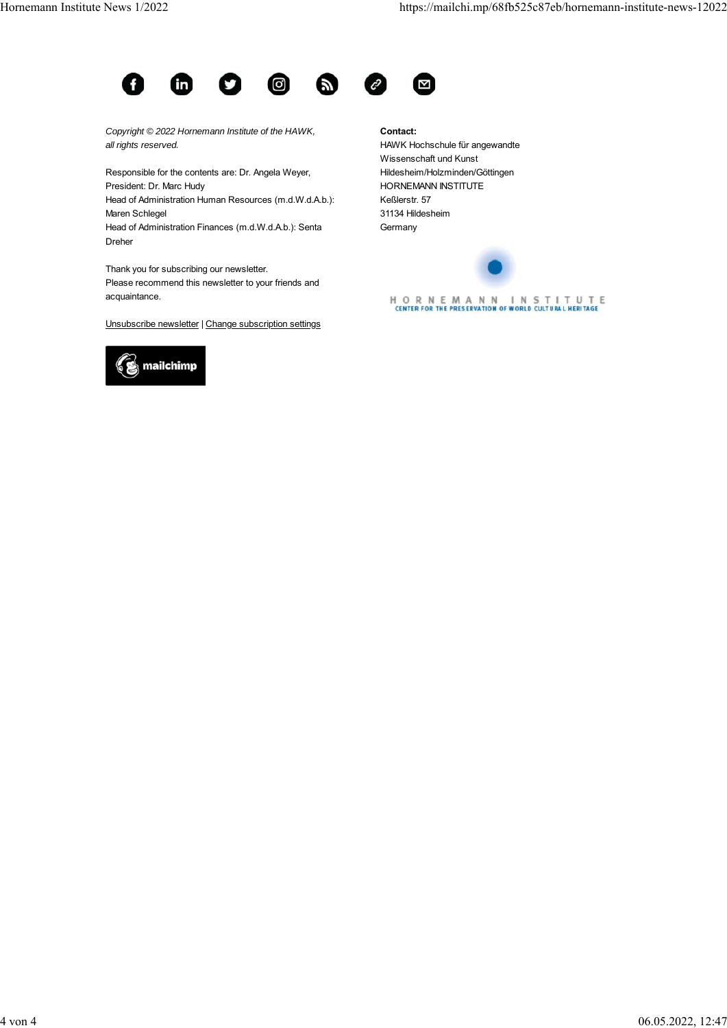*Copyright © 2022 Hornemann Institute of the HAWK, all rights reserved.*

Responsible for the contents are: Dr. Angela Weyer,
President: Dr. Marc Hudy
Head of Administration Human Resources (m.d.W.d.A.b.): Maren Schlegel
Head of Administration Finances (m.d.W.d.A.b.): Senta Dreher

Thank you for subscribing our newsletter.
Please recommend this newsletter to your friends and acquaintance.

Unsubscribe newsletter | Change subscription settings

**Contact:**
HAWK Hochschule für angewandte Wissenschaft und Kunst
Hildesheim/Holzminden/Göttingen
HORNEMANN INSTITUTE
Keßlerstr. 57
31134 Hildesheim
Germany

HORNEMANN INSTITUTE
CENTER FOR THE PRESERVATION OF WORLD CULTURAL HERITAGE